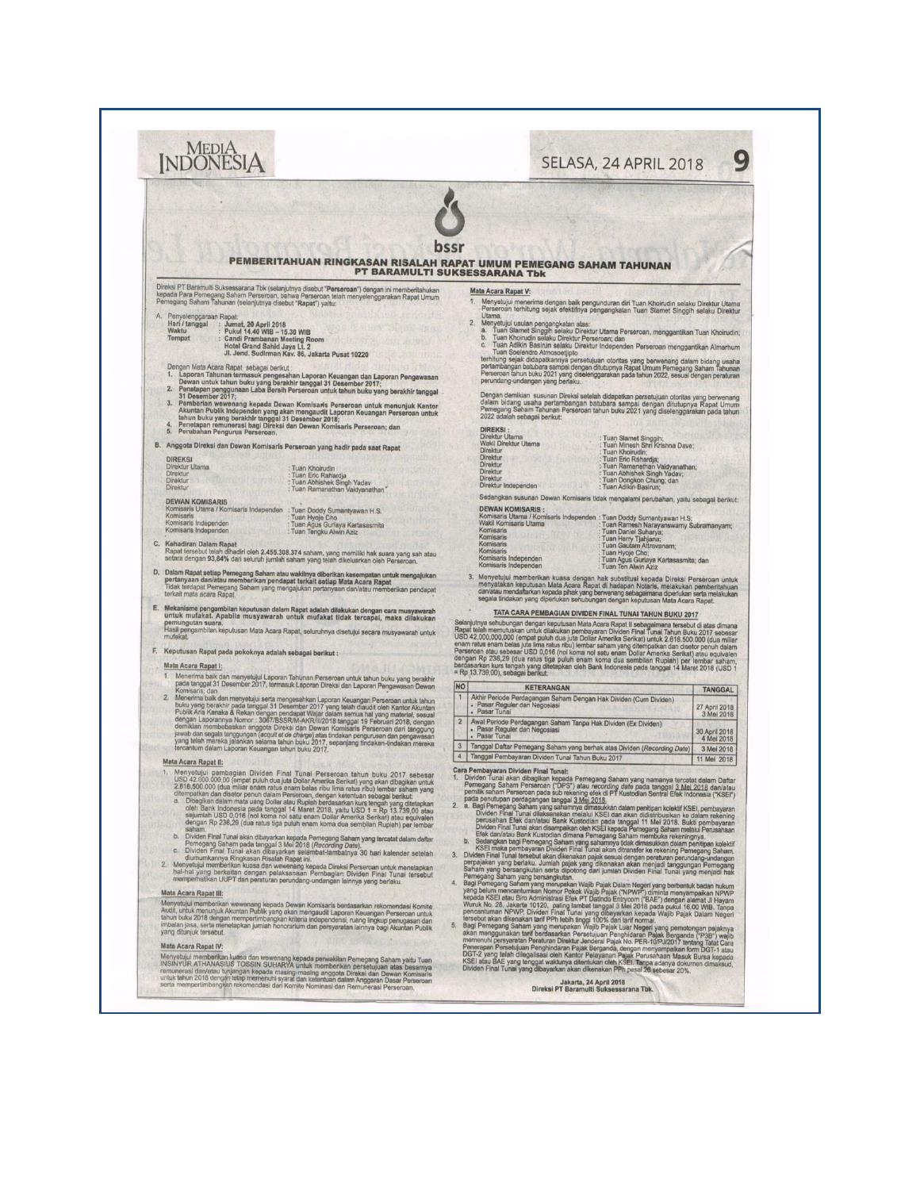# bssr

## PEMBERITAHUAN RINGKASAN RISALAH RAPAT UMUM PEMEGANG SAHAM TAHUNAN PT BARAMULTI SUKSESSARANA Tbk

Direksi PT Baramulti Suksessarana Tbk (selanjutnya disebut "**Perseroan**") dengan ini memberitahukan kepada Para Pemegang Saham Perseroan, bahwa Perseroan telah menyelenggarakan Rapat Umum Pemegang Saham Tahunan (selanjutnya disebut "**Rapat**") yaitu:

A. Penyelenggaraan Rapat:

**Hari / tanggal** : **Jumat, 20 April 2018**
**Waktu** : **Pukul 14.40 WIB – 15.30 WIB**
**Tempat** : **Candi Prambanan Meeting Room Hotel Grand Sahid Jaya Lt. 2 Jl. Jend. Sudirman Kav. 86, Jakarta Pusat 10220**

Dengan Mata Acara Rapat sebagai berikut:

1. **Laporan Tahunan termasuk pengesahan Laporan Keuangan dan Laporan Pengawasan Dewan untuk tahun buku yang berakhir tanggal 31 Desember 2017;**
2. **Penetapan penggunaan Laba Bersih Perseroan untuk tahun buku yang berakhir tanggal 31 Desember 2017;**
3. **Pemberian wewenang kepada Dewan Komisaris Perseroan untuk menunjuk Kantor Akuntan Publik Independen yang akan mengaudit Laporan Keuangan Perseroan untuk tahun buku yang berakhir tanggal 31 Desember 2018;**
4. **Penetapan remunerasi bagi Direksi dan Dewan Komisaris Perseroan; dan**
5. **Perubahan Pengurus Perseroan.**

B. **Anggota Direksi dan Dewan Komisaris Perseroan yang hadir pada saat Rapat**

**DIREKSI**

| | |
|---|---|
| Direktur Utama | : Tuan Khoirudin |
| Direktur | : Tuan Eric Rahardja |
| Direktur | : Tuan Abhishek Singh Yadav |
| Direktur | : Tuan Ramanathan Vaidyanathan |

**DEWAN KOMISARIS**

| | |
|---|---|
| Komisaris Utama / Komisaris Independen | : Tuan Doddy Sumantyawan H.S. |
| Komisaris | : Tuan Hyoje Cho |
| Komisaris Independen | : Tuan Agus Gurlaya Kartasasmita |
| Komisaris Independen | : Tuan Tengku Alwin Aziz |

C. **Kehadiran Dalam Rapat**

Rapat tersebut telah dihadiri oleh 2.455.308.374 saham, yang memiliki hak suara yang sah atau setara dengan 93,84% dari seluruh jumlah saham yang telah dikeluarkan oleh Perseroan.

D. **Dalam Rapat setiap Pemegang Saham atau wakilnya diberikan kesempatan untuk mengajukan pertanyaan dan/atau memberikan pendapat terkait setiap Mata Acara Rapat**

Tidak terdapat Pemegang Saham yang mengajukan pertanyaan dan/atau memberikan pendapat terkait mata acara Rapat.

E. **Mekanisme pengambilan keputusan dalam Rapat adalah dilakukan dengan cara musyawarah untuk mufakat. Apabila musyawarah untuk mufakat tidak tercapai, maka dilakukan pemungutan suara.**

Hasil pengambilan keputusan Mata Acara Rapat, seluruhnya disetujui secara musyawarah untuk mufakat.

F. **Keputusan Rapat pada pokoknya adalah sebagai berikut :**

**Mata Acara Rapat I:**

1. Menerima baik dan menyetujui Laporan Tahunan Perseroan untuk tahun buku yang berakhir pada tanggal 31 Desember 2017, termasuk Laporan Direksi dan Laporan Pengawasan Dewan Komisaris; dan
2. Menerima baik dan menyetujui serta mengesahkan Laporan Keuangan Perseroan untuk tahun buku yang berakhir pada tanggal 31 Desember 2017 yang telah diaudit oleh Kantor Akuntan Publik Aria Kanaka & Rekan dengan pendapat Wajar dalam semua hal yang material, sesuai dengan Laporannya Nomor : 3067/BSSR/M-AKR/II/2018 tanggal 19 Februari 2018, dengan demikian membebaskan anggota Direksi dan Dewan Komisaris Perseroan dari tanggung jawab dan segala tanggungan (*acquit et de charge*) atas tindakan pengurusan dan pengawasan yang telah mereka jalankan selama tahun buku 2017, sepanjang tindakan-tindakan mereka tercantum dalam Laporan Keuangan tahun buku 2017.

**Mata Acara Rapat II:**

1. Menyetujui pembagian Dividen Final Tunai Perseroan tahun buku 2017 sebesar USD 42.000.000,00 (empat puluh dua juta Dollar Amerika Serikat) yang akan dibagikan untuk 2.616.500.000 (dua miliar enam ratus enam belas juta lima ratus ribu) lembar saham yang ditempatkan dan disetor penuh dalam Perseroan, dengan ketentuan sebagai berikut:
   a. Dibagikan dalam mata uang Dollar atau Rupiah berdasarkan kurs tengah yang ditetapkan oleh Bank Indonesia pada tanggal 14 Maret 2018, yaitu USD 1 = Rp 13.739,00 atau sejumlah USD 0,016 (nol koma nol satu enam Dollar Amerika Serikat) atau equivalen dengan Rp 236,29 (dua ratus tiga puluh enam koma dua sembilan Rupiah) per lembar saham.
   b. Dividen Final Tunai akan dibayarkan kepada Pemegang Saham yang tercatat dalam daftar Pemegang Saham pada tanggal 3 Mei 2018 (*Recording Date*).
   c. Dividen Final Tunai akan dibayarkan selambat-lambatnya 30 hari kalender setelah diumumkannya Ringkasan Risalah Rapat ini.
2. Menyetujui memberikan kuasa dan wewenang kepada Direksi Perseroan untuk menetapkan hal-hal yang berkaitan dengan pelaksanaan Pembagian Dividen Final Tunai tersebut memperhatikan UUPT dan peraturan perundang-undangan lainnya yang berlaku.

**Mata Acara Rapat III:**

Menyetujui memberikan wewenang kepada Dewan Komisaris berdasarkan rekomendasi Komite Audit, untuk menunjuk Akuntan Publik yang akan mengaudit Laporan Keuangan Perseroan untuk tahun buku 2018 dengan mempertimbangkan kriteria independensi, ruang lingkup penugasan dan imbalan jasa, serta menetapkan jumlah honorarium dan persyaratan lainnya bagi Akuntan Publik yang ditunjuk tersebut.

**Mata Acara Rapat IV:**

Menyetujui memberikan kuasa dan wewenang kepada perwakilan Pemegang Saham yaitu Tuan INSINYUR ATHANASIUS TOSSIN SUHARYA untuk memberikan persetujuan atas besarnya remunerasi dan/atau tunjangan kepada masing-masing anggota Direksi dan Dewan Komisaris untuk tahun 2018 dengan tetap memenuhi syarat dan ketentuan dalam Anggaran Dasar Perseroan serta mempertimbangkan rekomendasi dari Komite Nominasi dan Remunerasi Perseroan.

**Mata Acara Rapat V:**

1. Menyetujui menerima dengan baik pengunduran diri Tuan Khoirudin selaku Direktur Utama Perseroan terhitung sejak efektifnya pengangkatan Tuan Slamet Singgih selaku Direktur Utama.
2. Menyetujui usulan pengangkatan atas:
   a. Tuan Slamet Singgih selaku Direktur Utama Perseroan, menggantikan Tuan Khoirudin;
   b. Tuan Khoirudin selaku Direktur Perseroan; dan
   c. Tuan Adikin Basirun selaku Direktur Independen Perseroan menggantikan Almarhum Tuan Soelendro Atmosoetjipto.

   terhitung sejak didapatkannya persetujuan otoritas yang berwenang dalam bidang usaha pertambangan batubara sampai dengan ditutupnya Rapat Umum Pemegang Saham Tahunan Perseroan tahun buku 2021 yang diselenggarakan pada tahun 2022, sesuai dengan peraturan perundang-undangan yang berlaku.

   Dengan demikian susunan Direksi setelah didapatkan persetujuan otoritas yang berwenang dalam bidang usaha pertambangan batubara sampai dengan ditutupnya Rapat Umum Pemegang Saham Tahunan Perseroan tahun buku 2021 yang diselenggarakan pada tahun 2022 adalah sebagai berikut:

   **DIREKSI :**

   | | |
   |---|---|
   | Direktur Utama | : Tuan Slamet Singgih; |
   | Wakil Direktur Utama | : Tuan Minesh Shri Krishna Dave; |
   | Direktur | : Tuan Khoirudin; |
   | Direktur | : Tuan Eric Rahardja; |
   | Direktur | : Tuan Ramanathan Vaidyanathan; |
   | Direktur | : Tuan Abhishek Singh Yadav; |
   | Direktur | : Tuan Dongkon Chung; dan |
   | Direktur Independen | : Tuan Adikin Basirun; |

   Sedangkan susunan Dewan Komisaris tidak mengalami perubahan, yaitu sebagai berikut:

   **DEWAN KOMISARIS :**

   | | |
   |---|---|
   | Komisaris Utama / Komisaris Independen | : Tuan Doddy Sumantyawan H.S; |
   | Wakil Komisaris Utama | : Tuan Ramesh Narayanswamy Subramanyam; |
   | Komisaris | : Tuan Daniel Suharya; |
   | Komisaris | : Tuan Herry Tjahjana; |
   | Komisaris | : Tuan Gautam Attravanam; |
   | Komisaris | : Tuan Hyoje Cho; |
   | Komisaris Independen | : Tuan Agus Gurlaya Kartasasmita; dan |
   | Komisaris Independen | : Tuan Ten Alwin Aziz |

3. Menyetujui memberikan kuasa dengan hak substitusi kepada Direksi Perseroan untuk menyatakan keputusan Mata Acara Rapat di hadapan Notaris, melakukan pemberitahuan dan/atau mendaftarkan kepada pihak yang berwenang sebagaimana diperlukan serta melakukan segala tindakan yang diperlukan sehubungan dengan keputusan Mata Acara Rapat.

### TATA CARA PEMBAGIAN DIVIDEN FINAL TUNAI TAHUN BUKU 2017

Selanjutnya sehubungan dengan keputusan Mata Acara Rapat II sebagaimana tersebut di atas dimana Rapat telah memutuskan untuk dilakukan pembayaran Dividen Final Tunai Tahun Buku 2017 sebesar USD 42,000,000,00 (empat puluh dua juta Dollar Amerika Serikat) untuk 2.616.500.000 (dua miliar enam ratus enam belas juta lima ratus ribu) lembar saham yang ditempatkan dan disetor penuh dalam Perseroan atau sebesar USD 0,016 (nol koma nol satu enam Dollar Amerika Serikat) atau equivalen dengan Rp 236,29 (dua ratus tiga puluh enam koma dua sembilan Rupiah) per lembar saham, berdasarkan kurs tengah yang ditetapkan oleh Bank Indonesia pada tanggal 14 Maret 2018 (USD 1 = Rp 13.739,00), sebagai berikut:

| NO | KETERANGAN | TANGGAL |
|---|---|---|
| 1 | Akhir Periode Perdagangan Saham Dengan Hak Dividen (Cum Dividen) • Pasar Reguler dan Negosiasi • Pasar Tunai | 27 April 2018 3 Mei 2018 |
| 2 | Awal Periode Perdagangan Saham Tanpa Hak Dividen (Ex Dividen) • Pasar Reguler dan Negosiasi • Pasar Tunai | 30 April 2018 4 Mei 2018 |
| 3 | Tanggal Daftar Pemegang Saham yang berhak atas Dividen (Recording Date) | 3 Mei 2018 |
| 4 | Tanggal Pembayaran Dividen Final Tunai Tahun Buku 2017 | 11 Mei 2018 |

**Cara Pembayaran Dividen Final Tunai:**

1. Dividen Tunai akan dibagikan kepada Pemegang Saham yang namanya tercatat dalam Daftar Pemegang Saham Perseroan ("DPS") atau *recording date* pada tanggal 3 Mei 2018 dan/atau pemilik saham Perseroan pada sub rekening efek di PT Kustodian Sentral Efek Indonesia ("KSEI") pada penutupan perdagangan tanggal 3 Mei 2018.
2. a. Bagi Pemegang Saham yang sahamnya dimasukkan dalam penitipan kolektif KSEI, pembayaran Dividen Final Tunai dilaksanakan melalui KSEI dan akan didistribusikan ke dalam rekening perusahaan Efek dan/atau Bank Kustodian pada tanggal 11 Mei 2018. Bukti pembayaran Dividen Final Tunai akan disampaikan oleh KSEI kepada Pemegang Saham melalui Perusahaan Efek dan/atau Bank Kustodian dimana Pemegang Saham membuka rekeningnya.
   b. Sedangkan bagi Pemegang Saham yang sahamnya tidak dimasukkan dalam penitipan kolektif KSEI maka pembayaran Dividen Final Tunai akan ditransfer ke rekening Pemegang Saham.
3. Dividen Final Tunai tersebut akan dikenakan pajak sesuai dengan peraturan perundang-undangan perpajakan yang berlaku. Jumlah pajak yang dikenakan akan menjadi tanggungan Pemegang Saham yang bersangkutan serta dipotong dari jumlah Dividen Final Tunai yang menjadi hak Pemegang Saham yang bersangkutan.
4. Bagi Pemegang Saham yang merupakan Wajib Pajak Dalam Negeri yang berbentuk badan hukum yang belum mencantumkan Nomor Pokok Wajib Pajak ("NPWP") diminta menyampaikan NPWP kepada KSEI atau Biro Administrasi Efek PT Datindo Entrycom ("BAE") dengan alamat Jl Hayam Wuruk No. 28, Jakarta 10120, paling lambat tanggal 3 Mei 2018 pada pukul 16.00 WIB. Tanpa pencantuman NPWP, Dividen Final Tunai yang dibayarkan kepada Wajib Pajak Dalam Negeri tersebut akan dikenakan tarif PPh lebih tinggi 100% dari tarif normal.
5. Bagi Pemegang Saham yang merupakan Wajib Pajak Luar Negeri yang pemotongan pajaknya akan menggunakan tarif berdasarkan Persetujuan Penghindaran Pajak Berganda ("P3B") wajib memenuhi persyaratan Peraturan Direktur Jenderal Pajak No. PER-10/PJ/2017 tentang Tata Cara Penerapan Persetujuan Penghindaran Pajak Berganda, dengan menyampaikan form DGT-1 atau DGT-2 yang telah dilegalisasi oleh Kantor Pelayanan Pajak Perusahaan Masuk Bursa kepada KSEI atau BAE yang tenggat waktunya ditentukan oleh KSEI. Tanpa adanya dokumen dimaksud, Dividen Final Tunai yang dibayarkan akan dikenakan PPh pasal 26 sebesar 20%.

**Jakarta, 24 April 2018**
**Direksi PT Baramulti Suksessarana Tbk.**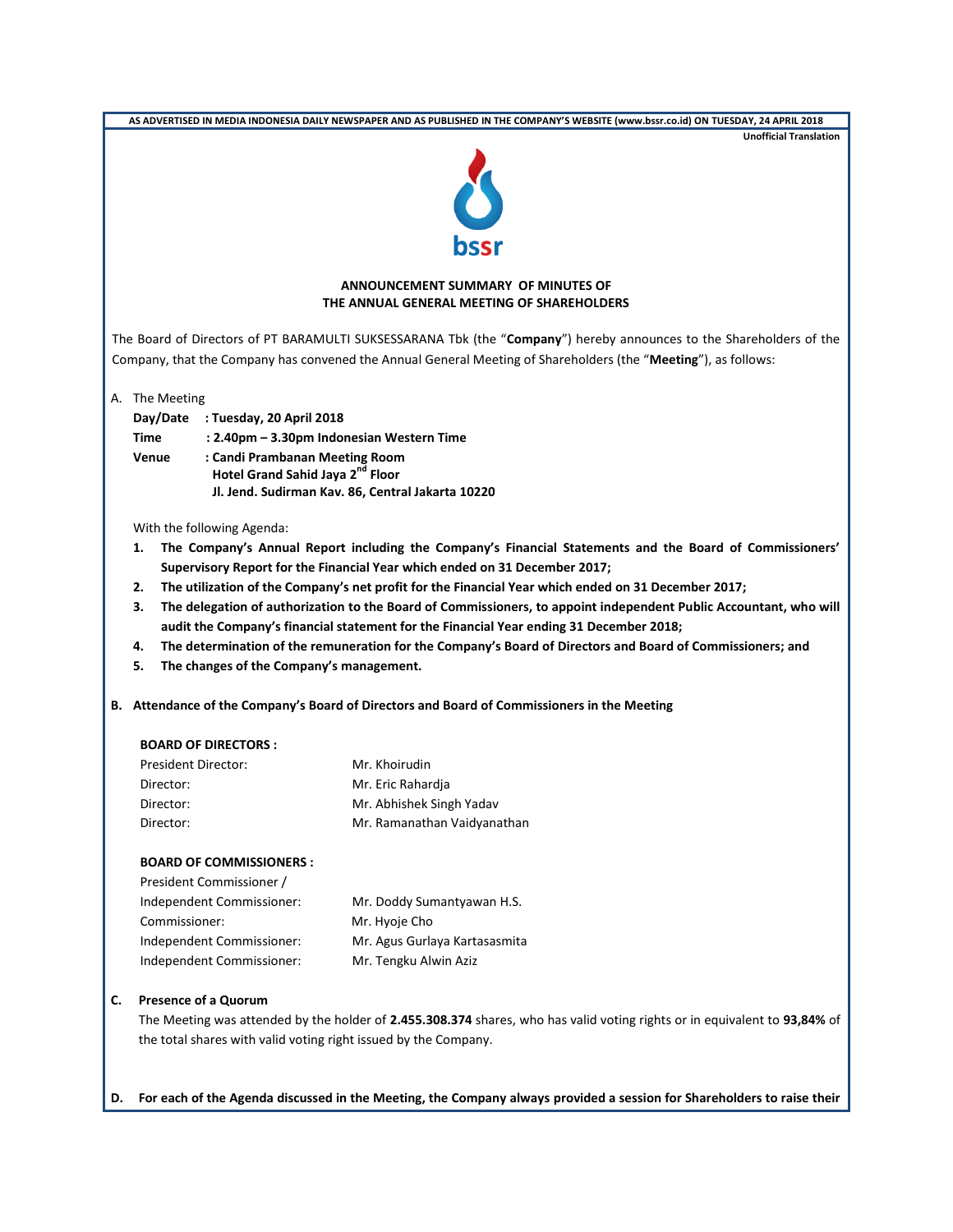**AS ADVERTISED IN MEDIA INDONESIA DAILY NEWSPAPER AND AS PUBLISHED IN THE COMPANY'S WEBSITE (www.bssr.co.id) ON TUESDAY, 24 APRIL 2018**

**Unofficial Translation**

bssr

## ANNOUNCEMENT SUMMARY OF MINUTES OF THE ANNUAL GENERAL MEETING OF SHAREHOLDERS

The Board of Directors of PT BARAMULTI SUKSESSARANA Tbk (the "**Company**") hereby announces to the Shareholders of the Company, that the Company has convened the Annual General Meeting of Shareholders (the "**Meeting**"), as follows:

A. The Meeting

**Day/Date : Tuesday, 20 April 2018**
**Time : 2.40pm – 3.30pm Indonesian Western Time**
**Venue : Candi Prambanan Meeting Room**
**Hotel Grand Sahid Jaya 2nd Floor**
**Jl. Jend. Sudirman Kav. 86, Central Jakarta 10220**

With the following Agenda:

1. **The Company's Annual Report including the Company's Financial Statements and the Board of Commissioners' Supervisory Report for the Financial Year which ended on 31 December 2017;**
2. **The utilization of the Company's net profit for the Financial Year which ended on 31 December 2017;**
3. **The delegation of authorization to the Board of Commissioners, to appoint independent Public Accountant, who will audit the Company's financial statement for the Financial Year ending 31 December 2018;**
4. **The determination of the remuneration for the Company's Board of Directors and Board of Commissioners; and**
5. **The changes of the Company's management.**

**B. Attendance of the Company's Board of Directors and Board of Commissioners in the Meeting**

**BOARD OF DIRECTORS :**

| | |
|---|---|
| President Director: | Mr. Khoirudin |
| Director: | Mr. Eric Rahardja |
| Director: | Mr. Abhishek Singh Yadav |
| Director: | Mr. Ramanathan Vaidyanathan |

**BOARD OF COMMISSIONERS :**

| | |
|---|---|
| President Commissioner / Independent Commissioner: | Mr. Doddy Sumantyawan H.S. |
| Commissioner: | Mr. Hyoje Cho |
| Independent Commissioner: | Mr. Agus Gurlaya Kartasasmita |
| Independent Commissioner: | Mr. Tengku Alwin Aziz |

**C. Presence of a Quorum**

The Meeting was attended by the holder of **2.455.308.374** shares, who has valid voting rights or in equivalent to **93,84%** of the total shares with valid voting right issued by the Company.

**D. For each of the Agenda discussed in the Meeting, the Company always provided a session for Shareholders to raise their**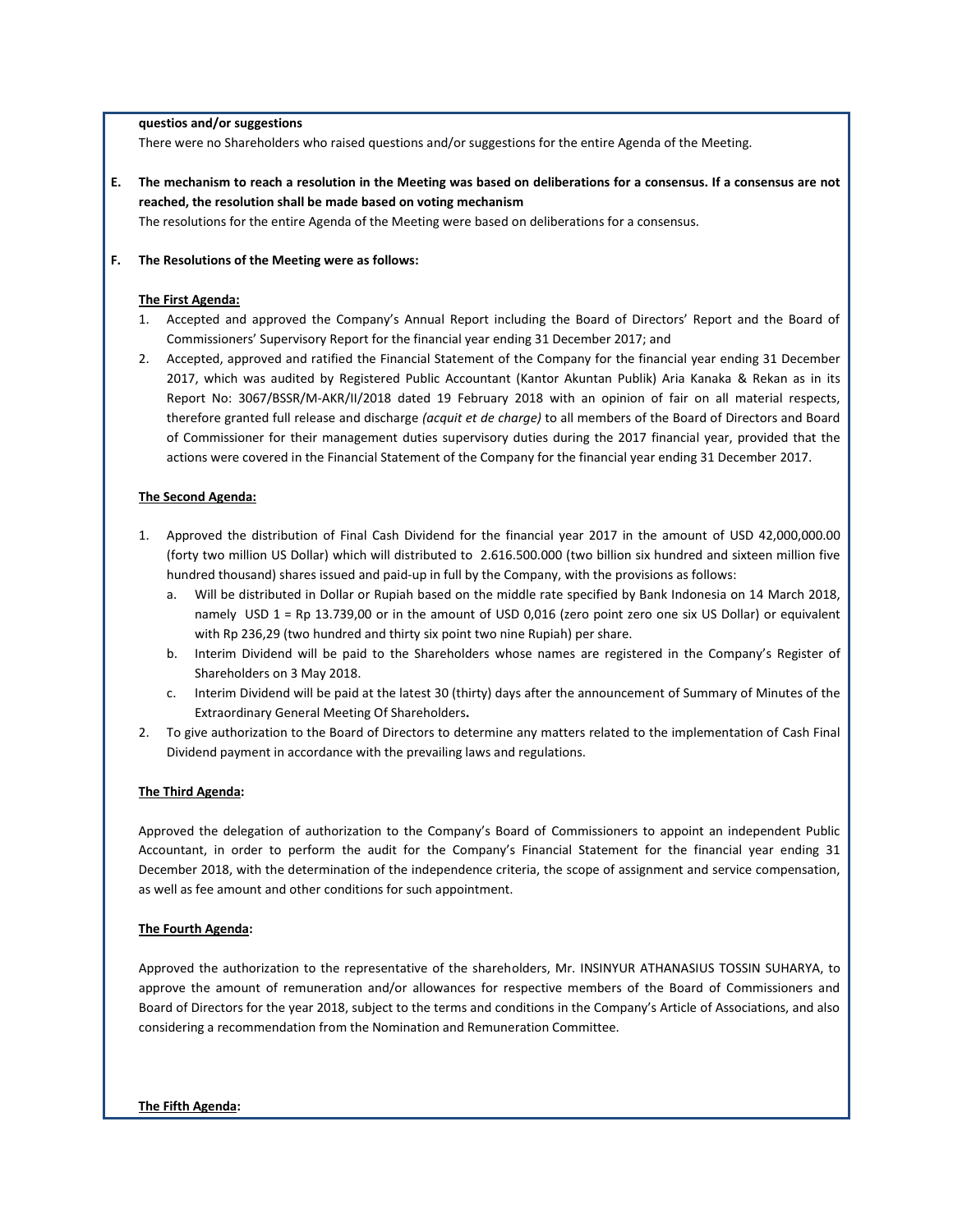**questios and/or suggestions**

There were no Shareholders who raised questions and/or suggestions for the entire Agenda of the Meeting.

**E. The mechanism to reach a resolution in the Meeting was based on deliberations for a consensus. If a consensus are not reached, the resolution shall be made based on voting mechanism**

The resolutions for the entire Agenda of the Meeting were based on deliberations for a consensus.

**F. The Resolutions of the Meeting were as follows:**

**The First Agenda:**

1. Accepted and approved the Company's Annual Report including the Board of Directors' Report and the Board of Commissioners' Supervisory Report for the financial year ending 31 December 2017; and
2. Accepted, approved and ratified the Financial Statement of the Company for the financial year ending 31 December 2017, which was audited by Registered Public Accountant (Kantor Akuntan Publik) Aria Kanaka & Rekan as in its Report No: 3067/BSSR/M-AKR/II/2018 dated 19 February 2018 with an opinion of fair on all material respects, therefore granted full release and discharge *(acquit et de charge)* to all members of the Board of Directors and Board of Commissioner for their management duties supervisory duties during the 2017 financial year, provided that the actions were covered in the Financial Statement of the Company for the financial year ending 31 December 2017.

**The Second Agenda:**

1. Approved the distribution of Final Cash Dividend for the financial year 2017 in the amount of USD 42,000,000.00 (forty two million US Dollar) which will distributed to 2.616.500.000 (two billion six hundred and sixteen million five hundred thousand) shares issued and paid-up in full by the Company, with the provisions as follows:
   a. Will be distributed in Dollar or Rupiah based on the middle rate specified by Bank Indonesia on 14 March 2018, namely USD 1 = Rp 13.739,00 or in the amount of USD 0,016 (zero point zero one six US Dollar) or equivalent with Rp 236,29 (two hundred and thirty six point two nine Rupiah) per share.
   b. Interim Dividend will be paid to the Shareholders whose names are registered in the Company's Register of Shareholders on 3 May 2018.
   c. Interim Dividend will be paid at the latest 30 (thirty) days after the announcement of Summary of Minutes of the Extraordinary General Meeting Of Shareholders**.**
2. To give authorization to the Board of Directors to determine any matters related to the implementation of Cash Final Dividend payment in accordance with the prevailing laws and regulations.

**The Third Agenda:**

Approved the delegation of authorization to the Company's Board of Commissioners to appoint an independent Public Accountant, in order to perform the audit for the Company's Financial Statement for the financial year ending 31 December 2018, with the determination of the independence criteria, the scope of assignment and service compensation, as well as fee amount and other conditions for such appointment.

**The Fourth Agenda:**

Approved the authorization to the representative of the shareholders, Mr. INSINYUR ATHANASIUS TOSSIN SUHARYA, to approve the amount of remuneration and/or allowances for respective members of the Board of Commissioners and Board of Directors for the year 2018, subject to the terms and conditions in the Company's Article of Associations, and also considering a recommendation from the Nomination and Remuneration Committee.

**The Fifth Agenda:**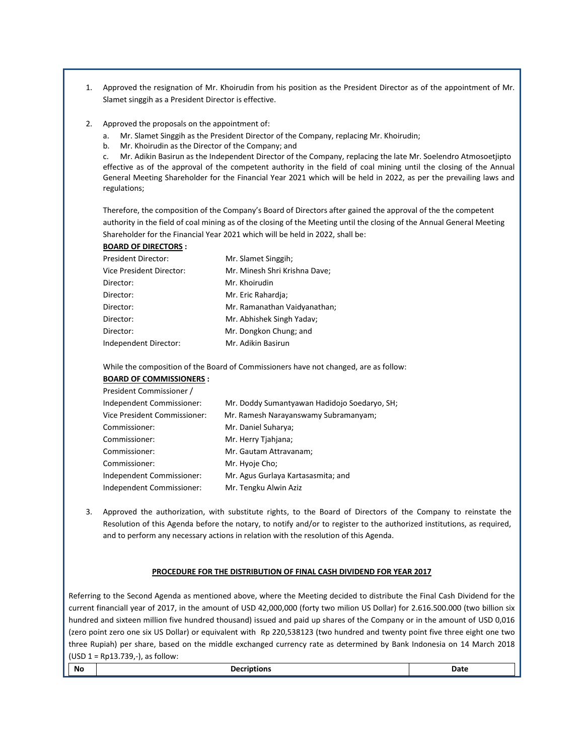1. Approved the resignation of Mr. Khoirudin from his position as the President Director as of the appointment of Mr. Slamet singgih as a President Director is effective.

2. Approved the proposals on the appointment of:
   a. Mr. Slamet Singgih as the President Director of the Company, replacing Mr. Khoirudin;
   b. Mr. Khoirudin as the Director of the Company; and
   c. Mr. Adikin Basirun as the Independent Director of the Company, replacing the late Mr. Soelendro Atmosoetjipto effective as of the approval of the competent authority in the field of coal mining until the closing of the Annual General Meeting Shareholder for the Financial Year 2021 which will be held in 2022, as per the prevailing laws and regulations;

   Therefore, the composition of the Company's Board of Directors after gained the approval of the the competent authority in the field of coal mining as of the closing of the Meeting until the closing of the Annual General Meeting Shareholder for the Financial Year 2021 which will be held in 2022, shall be:

   **BOARD OF DIRECTORS :**

   | | |
   |---|---|
   | President Director: | Mr. Slamet Singgih; |
   | Vice President Director: | Mr. Minesh Shri Krishna Dave; |
   | Director: | Mr. Khoirudin |
   | Director: | Mr. Eric Rahardja; |
   | Director: | Mr. Ramanathan Vaidyanathan; |
   | Director: | Mr. Abhishek Singh Yadav; |
   | Director: | Mr. Dongkon Chung; and |
   | Independent Director: | Mr. Adikin Basirun |

   While the composition of the Board of Commissioners have not changed, are as follow:

   **BOARD OF COMMISSIONERS :**

   | | |
   |---|---|
   | President Commissioner / Independent Commissioner: | Mr. Doddy Sumantyawan Hadidojo Soedaryo, SH; |
   | Vice President Commissioner: | Mr. Ramesh Narayanswamy Subramanyam; |
   | Commissioner: | Mr. Daniel Suharya; |
   | Commissioner: | Mr. Herry Tjahjana; |
   | Commissioner: | Mr. Gautam Attravanam; |
   | Commissioner: | Mr. Hyoje Cho; |
   | Independent Commissioner: | Mr. Agus Gurlaya Kartasasmita; and |
   | Independent Commissioner: | Mr. Tengku Alwin Aziz |

3. Approved the authorization, with substitute rights, to the Board of Directors of the Company to reinstate the Resolution of this Agenda before the notary, to notify and/or to register to the authorized institutions, as required, and to perform any necessary actions in relation with the resolution of this Agenda.

**PROCEDURE FOR THE DISTRIBUTION OF FINAL CASH DIVIDEND FOR YEAR 2017**

Referring to the Second Agenda as mentioned above, where the Meeting decided to distribute the Final Cash Dividend for the current financiall year of 2017, in the amount of USD 42,000,000 (forty two milion US Dollar) for 2.616.500.000 (two billion six hundred and sixteen million five hundred thousand) issued and paid up shares of the Company or in the amount of USD 0,016 (zero point zero one six US Dollar) or equivalent with Rp 220,538123 (two hundred and twenty point five three eight one two three Rupiah) per share, based on the middle exchanged currency rate as determined by Bank Indonesia on 14 March 2018 (USD 1 = Rp13.739,-), as follow:

| No | Decriptions | Date |
|---|---|---|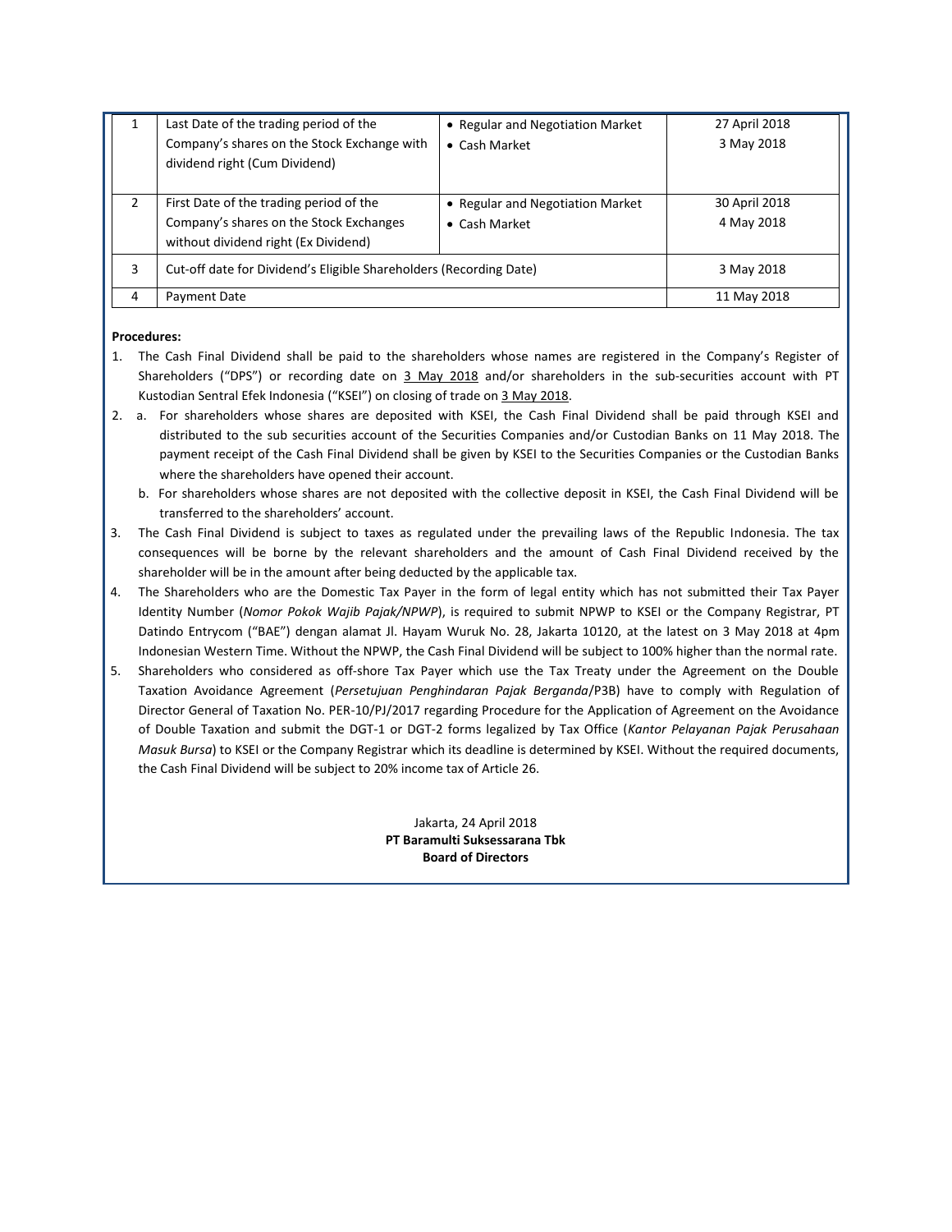| | | | |
|---|---|---|---|
| 1 | Last Date of the trading period of the Company's shares on the Stock Exchange with dividend right (Cum Dividend) | • Regular and Negotiation Market<br>• Cash Market | 27 April 2018<br>3 May 2018 |
| 2 | First Date of the trading period of the Company's shares on the Stock Exchanges without dividend right (Ex Dividend) | • Regular and Negotiation Market<br>• Cash Market | 30 April 2018<br>4 May 2018 |
| 3 | Cut-off date for Dividend's Eligible Shareholders (Recording Date) | | 3 May 2018 |
| 4 | Payment Date | | 11 May 2018 |

**Procedures:**

1. The Cash Final Dividend shall be paid to the shareholders whose names are registered in the Company's Register of Shareholders ("DPS") or recording date on 3 May 2018 and/or shareholders in the sub-securities account with PT Kustodian Sentral Efek Indonesia ("KSEI") on closing of trade on 3 May 2018.
2. a. For shareholders whose shares are deposited with KSEI, the Cash Final Dividend shall be paid through KSEI and distributed to the sub securities account of the Securities Companies and/or Custodian Banks on 11 May 2018. The payment receipt of the Cash Final Dividend shall be given by KSEI to the Securities Companies or the Custodian Banks where the shareholders have opened their account.

   b. For shareholders whose shares are not deposited with the collective deposit in KSEI, the Cash Final Dividend will be transferred to the shareholders' account.
3. The Cash Final Dividend is subject to taxes as regulated under the prevailing laws of the Republic Indonesia. The tax consequences will be borne by the relevant shareholders and the amount of Cash Final Dividend received by the shareholder will be in the amount after being deducted by the applicable tax.
4. The Shareholders who are the Domestic Tax Payer in the form of legal entity which has not submitted their Tax Payer Identity Number (*Nomor Pokok Wajib Pajak/NPWP*), is required to submit NPWP to KSEI or the Company Registrar, PT Datindo Entrycom ("BAE") dengan alamat Jl. Hayam Wuruk No. 28, Jakarta 10120, at the latest on 3 May 2018 at 4pm Indonesian Western Time. Without the NPWP, the Cash Final Dividend will be subject to 100% higher than the normal rate.
5. Shareholders who considered as off-shore Tax Payer which use the Tax Treaty under the Agreement on the Double Taxation Avoidance Agreement (*Persetujuan Penghindaran Pajak Berganda*/P3B) have to comply with Regulation of Director General of Taxation No. PER-10/PJ/2017 regarding Procedure for the Application of Agreement on the Avoidance of Double Taxation and submit the DGT-1 or DGT-2 forms legalized by Tax Office (*Kantor Pelayanan Pajak Perusahaan Masuk Bursa*) to KSEI or the Company Registrar which its deadline is determined by KSEI. Without the required documents, the Cash Final Dividend will be subject to 20% income tax of Article 26.

Jakarta, 24 April 2018

**PT Baramulti Suksessarana Tbk**

**Board of Directors**